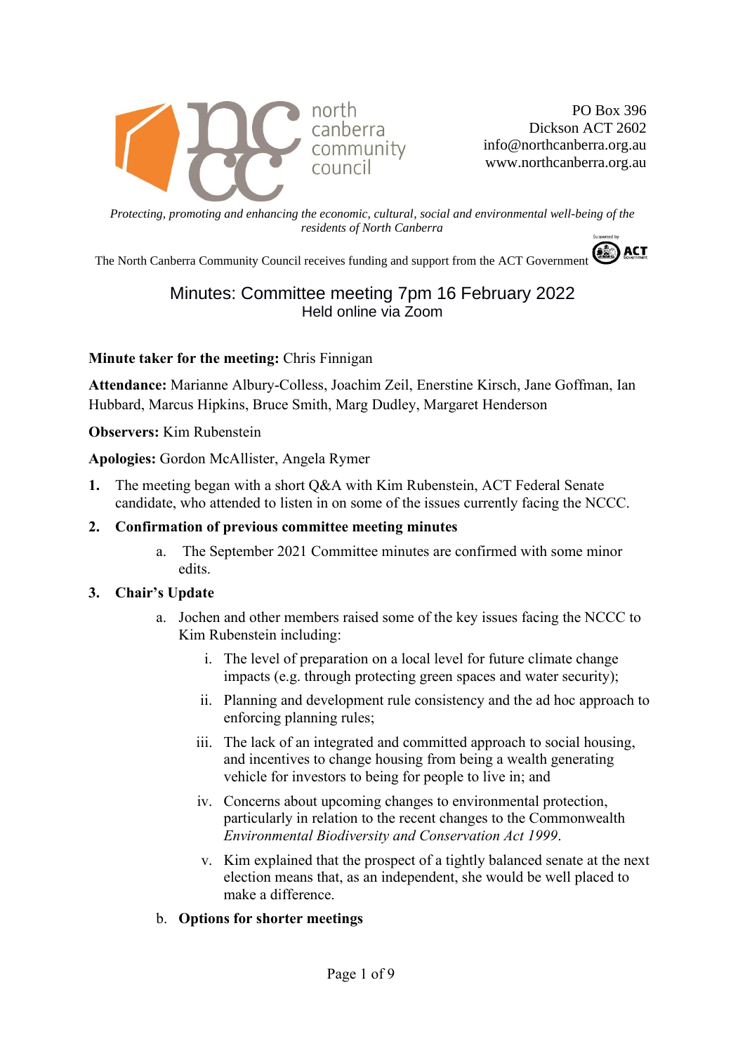north canberra community council

PO Box 396
Dickson ACT 2602
info@northcanberra.org.au
www.northcanberra.org.au

*Protecting, promoting and enhancing the economic, cultural, social and environmental well-being of the residents of North Canberra*

The North Canberra Community Council receives funding and support from the ACT Government

# Minutes: Committee meeting 7pm 16 February 2022

Held online via Zoom

**Minute taker for the meeting:** Chris Finnigan

**Attendance:** Marianne Albury-Colless, Joachim Zeil, Enerstine Kirsch, Jane Goffman, Ian Hubbard, Marcus Hipkins, Bruce Smith, Marg Dudley, Margaret Henderson

**Observers:** Kim Rubenstein

**Apologies:** Gordon McAllister, Angela Rymer

1. The meeting began with a short Q&A with Kim Rubenstein, ACT Federal Senate candidate, who attended to listen in on some of the issues currently facing the NCCC.

2. **Confirmation of previous committee meeting minutes**

   a. The September 2021 Committee minutes are confirmed with some minor edits.

3. **Chair's Update**

   a. Jochen and other members raised some of the key issues facing the NCCC to Kim Rubenstein including:

      i. The level of preparation on a local level for future climate change impacts (e.g. through protecting green spaces and water security);

      ii. Planning and development rule consistency and the ad hoc approach to enforcing planning rules;

      iii. The lack of an integrated and committed approach to social housing, and incentives to change housing from being a wealth generating vehicle for investors to being for people to live in; and

      iv. Concerns about upcoming changes to environmental protection, particularly in relation to the recent changes to the Commonwealth *Environmental Biodiversity and Conservation Act 1999*.

      v. Kim explained that the prospect of a tightly balanced senate at the next election means that, as an independent, she would be well placed to make a difference.

   b. **Options for shorter meetings**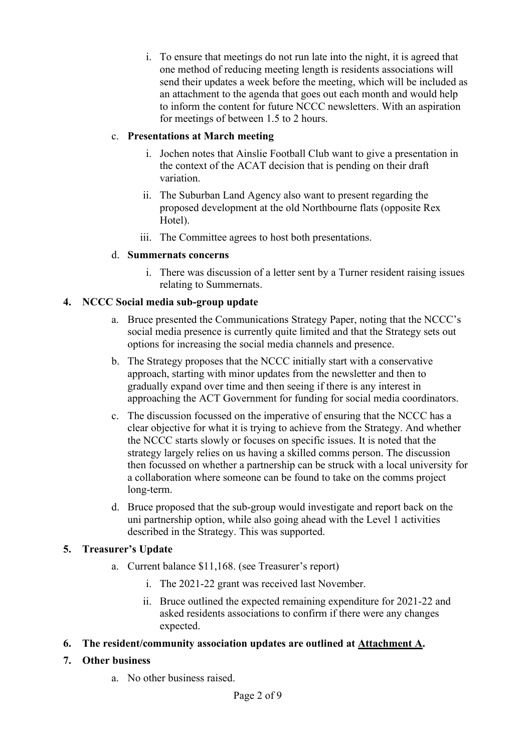i. To ensure that meetings do not run late into the night, it is agreed that one method of reducing meeting length is residents associations will send their updates a week before the meeting, which will be included as an attachment to the agenda that goes out each month and would help to inform the content for future NCCC newsletters. With an aspiration for meetings of between 1.5 to 2 hours.

   c. **Presentations at March meeting**

      i. Jochen notes that Ainslie Football Club want to give a presentation in the context of the ACAT decision that is pending on their draft variation.

      ii. The Suburban Land Agency also want to present regarding the proposed development at the old Northbourne flats (opposite Rex Hotel).

      iii. The Committee agrees to host both presentations.

   d. **Summernats concerns**

      i. There was discussion of a letter sent by a Turner resident raising issues relating to Summernats.

**4. NCCC Social media sub-group update**

   a. Bruce presented the Communications Strategy Paper, noting that the NCCC's social media presence is currently quite limited and that the Strategy sets out options for increasing the social media channels and presence.

   b. The Strategy proposes that the NCCC initially start with a conservative approach, starting with minor updates from the newsletter and then to gradually expand over time and then seeing if there is any interest in approaching the ACT Government for funding for social media coordinators.

   c. The discussion focussed on the imperative of ensuring that the NCCC has a clear objective for what it is trying to achieve from the Strategy. And whether the NCCC starts slowly or focuses on specific issues. It is noted that the strategy largely relies on us having a skilled comms person. The discussion then focussed on whether a partnership can be struck with a local university for a collaboration where someone can be found to take on the comms project long-term.

   d. Bruce proposed that the sub-group would investigate and report back on the uni partnership option, while also going ahead with the Level 1 activities described in the Strategy. This was supported.

**5. Treasurer's Update**

   a. Current balance $11,168. (see Treasurer's report)

      i. The 2021-22 grant was received last November.

      ii. Bruce outlined the expected remaining expenditure for 2021-22 and asked residents associations to confirm if there were any changes expected.

**6. The resident/community association updates are outlined at Attachment A.**

**7. Other business**

   a. No other business raised.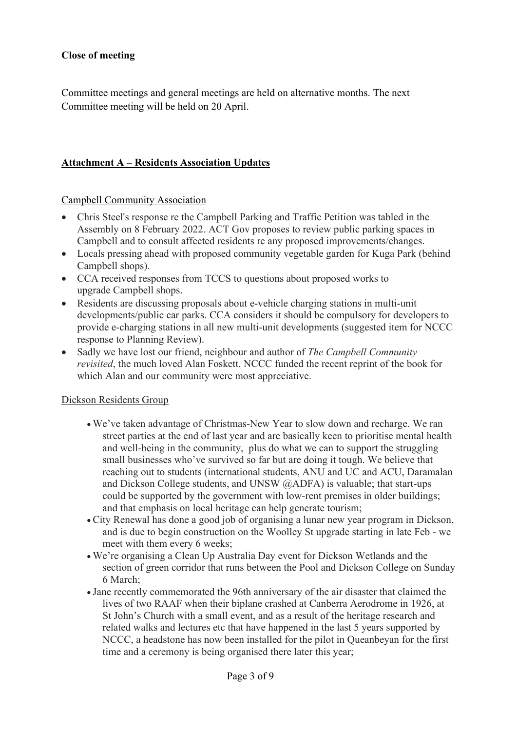**Close of meeting**

Committee meetings and general meetings are held on alternative months. The next Committee meeting will be held on 20 April.

## Attachment A – Residents Association Updates

Campbell Community Association

- Chris Steel's response re the Campbell Parking and Traffic Petition was tabled in the Assembly on 8 February 2022. ACT Gov proposes to review public parking spaces in Campbell and to consult affected residents re any proposed improvements/changes.
- Locals pressing ahead with proposed community vegetable garden for Kuga Park (behind Campbell shops).
- CCA received responses from TCCS to questions about proposed works to upgrade Campbell shops.
- Residents are discussing proposals about e-vehicle charging stations in multi-unit developments/public car parks. CCA considers it should be compulsory for developers to provide e-charging stations in all new multi-unit developments (suggested item for NCCC response to Planning Review).
- Sadly we have lost our friend, neighbour and author of *The Campbell Community revisited*, the much loved Alan Foskett. NCCC funded the recent reprint of the book for which Alan and our community were most appreciative.

Dickson Residents Group

- We've taken advantage of Christmas-New Year to slow down and recharge. We ran street parties at the end of last year and are basically keen to prioritise mental health and well-being in the community, plus do what we can to support the struggling small businesses who've survived so far but are doing it tough. We believe that reaching out to students (international students, ANU and UC and ACU, Daramalan and Dickson College students, and UNSW @ADFA) is valuable; that start-ups could be supported by the government with low-rent premises in older buildings; and that emphasis on local heritage can help generate tourism;
- City Renewal has done a good job of organising a lunar new year program in Dickson, and is due to begin construction on the Woolley St upgrade starting in late Feb - we meet with them every 6 weeks;
- We're organising a Clean Up Australia Day event for Dickson Wetlands and the section of green corridor that runs between the Pool and Dickson College on Sunday 6 March;
- Jane recently commemorated the 96th anniversary of the air disaster that claimed the lives of two RAAF when their biplane crashed at Canberra Aerodrome in 1926, at St John's Church with a small event, and as a result of the heritage research and related walks and lectures etc that have happened in the last 5 years supported by NCCC, a headstone has now been installed for the pilot in Queanbeyan for the first time and a ceremony is being organised there later this year;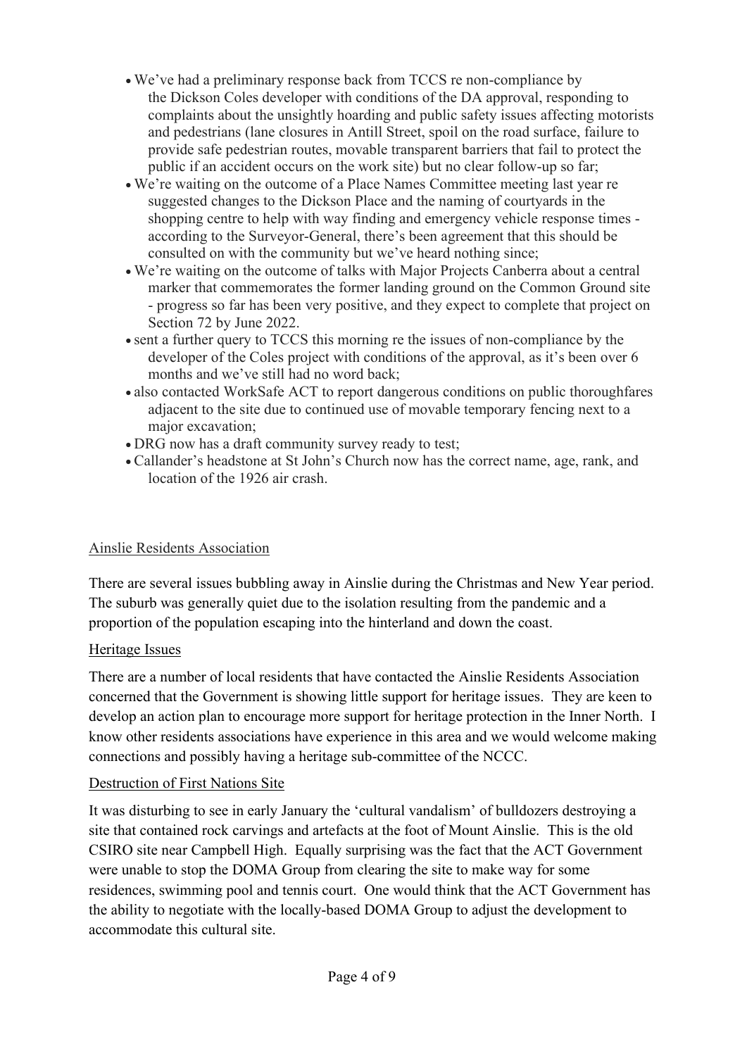- We've had a preliminary response back from TCCS re non-compliance by the Dickson Coles developer with conditions of the DA approval, responding to complaints about the unsightly hoarding and public safety issues affecting motorists and pedestrians (lane closures in Antill Street, spoil on the road surface, failure to provide safe pedestrian routes, movable transparent barriers that fail to protect the public if an accident occurs on the work site) but no clear follow-up so far;
- We're waiting on the outcome of a Place Names Committee meeting last year re suggested changes to the Dickson Place and the naming of courtyards in the shopping centre to help with way finding and emergency vehicle response times - according to the Surveyor-General, there's been agreement that this should be consulted on with the community but we've heard nothing since;
- We're waiting on the outcome of talks with Major Projects Canberra about a central marker that commemorates the former landing ground on the Common Ground site - progress so far has been very positive, and they expect to complete that project on Section 72 by June 2022.
- sent a further query to TCCS this morning re the issues of non-compliance by the developer of the Coles project with conditions of the approval, as it's been over 6 months and we've still had no word back;
- also contacted WorkSafe ACT to report dangerous conditions on public thoroughfares adjacent to the site due to continued use of movable temporary fencing next to a major excavation;
- DRG now has a draft community survey ready to test;
- Callander's headstone at St John's Church now has the correct name, age, rank, and location of the 1926 air crash.

## Ainslie Residents Association

There are several issues bubbling away in Ainslie during the Christmas and New Year period. The suburb was generally quiet due to the isolation resulting from the pandemic and a proportion of the population escaping into the hinterland and down the coast.

### Heritage Issues

There are a number of local residents that have contacted the Ainslie Residents Association concerned that the Government is showing little support for heritage issues. They are keen to develop an action plan to encourage more support for heritage protection in the Inner North. I know other residents associations have experience in this area and we would welcome making connections and possibly having a heritage sub-committee of the NCCC.

### Destruction of First Nations Site

It was disturbing to see in early January the 'cultural vandalism' of bulldozers destroying a site that contained rock carvings and artefacts at the foot of Mount Ainslie. This is the old CSIRO site near Campbell High. Equally surprising was the fact that the ACT Government were unable to stop the DOMA Group from clearing the site to make way for some residences, swimming pool and tennis court. One would think that the ACT Government has the ability to negotiate with the locally-based DOMA Group to adjust the development to accommodate this cultural site.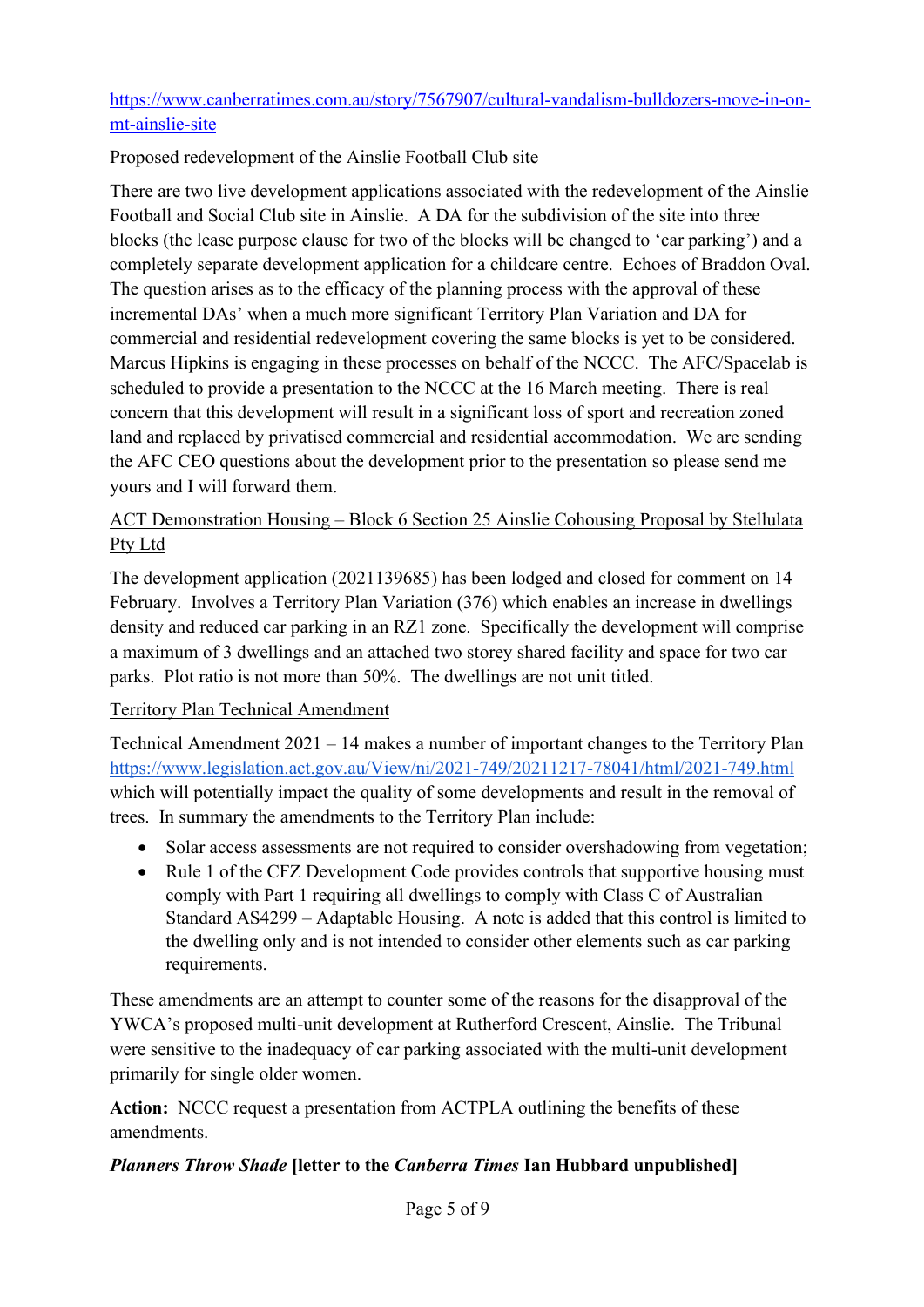[https://www.canberratimes.com.au/story/7567907/cultural-vandalism-bulldozers-move-in-on-mt-ainslie-site](https://www.canberratimes.com.au/story/7567907/cultural-vandalism-bulldozers-move-in-on-mt-ainslie-site)

Proposed redevelopment of the Ainslie Football Club site

There are two live development applications associated with the redevelopment of the Ainslie Football and Social Club site in Ainslie. A DA for the subdivision of the site into three blocks (the lease purpose clause for two of the blocks will be changed to 'car parking') and a completely separate development application for a childcare centre. Echoes of Braddon Oval. The question arises as to the efficacy of the planning process with the approval of these incremental DAs' when a much more significant Territory Plan Variation and DA for commercial and residential redevelopment covering the same blocks is yet to be considered. Marcus Hipkins is engaging in these processes on behalf of the NCCC. The AFC/Spacelab is scheduled to provide a presentation to the NCCC at the 16 March meeting. There is real concern that this development will result in a significant loss of sport and recreation zoned land and replaced by privatised commercial and residential accommodation. We are sending the AFC CEO questions about the development prior to the presentation so please send me yours and I will forward them.

ACT Demonstration Housing – Block 6 Section 25 Ainslie Cohousing Proposal by Stellulata Pty Ltd

The development application (2021139685) has been lodged and closed for comment on 14 February. Involves a Territory Plan Variation (376) which enables an increase in dwellings density and reduced car parking in an RZ1 zone. Specifically the development will comprise a maximum of 3 dwellings and an attached two storey shared facility and space for two car parks. Plot ratio is not more than 50%. The dwellings are not unit titled.

Territory Plan Technical Amendment

Technical Amendment 2021 – 14 makes a number of important changes to the Territory Plan [https://www.legislation.act.gov.au/View/ni/2021-749/20211217-78041/html/2021-749.html](https://www.legislation.act.gov.au/View/ni/2021-749/20211217-78041/html/2021-749.html) which will potentially impact the quality of some developments and result in the removal of trees. In summary the amendments to the Territory Plan include:

- Solar access assessments are not required to consider overshadowing from vegetation;
- Rule 1 of the CFZ Development Code provides controls that supportive housing must comply with Part 1 requiring all dwellings to comply with Class C of Australian Standard AS4299 – Adaptable Housing. A note is added that this control is limited to the dwelling only and is not intended to consider other elements such as car parking requirements.

These amendments are an attempt to counter some of the reasons for the disapproval of the YWCA's proposed multi-unit development at Rutherford Crescent, Ainslie. The Tribunal were sensitive to the inadequacy of car parking associated with the multi-unit development primarily for single older women.

**Action:** NCCC request a presentation from ACTPLA outlining the benefits of these amendments.

***Planners Throw Shade* [letter to the *Canberra Times* Ian Hubbard unpublished]**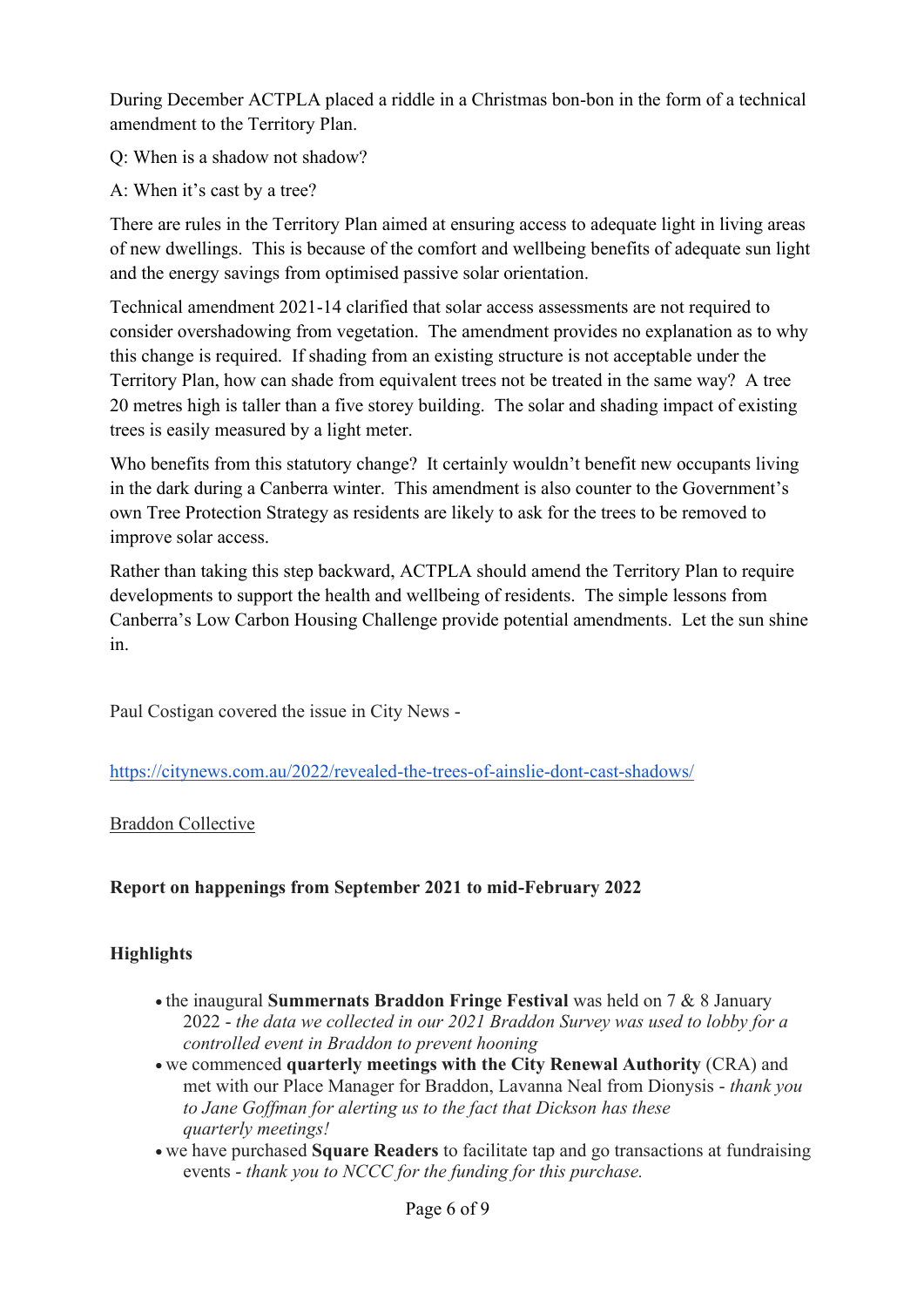During December ACTPLA placed a riddle in a Christmas bon-bon in the form of a technical amendment to the Territory Plan.

Q: When is a shadow not shadow?

A: When it's cast by a tree?

There are rules in the Territory Plan aimed at ensuring access to adequate light in living areas of new dwellings. This is because of the comfort and wellbeing benefits of adequate sun light and the energy savings from optimised passive solar orientation.

Technical amendment 2021-14 clarified that solar access assessments are not required to consider overshadowing from vegetation. The amendment provides no explanation as to why this change is required. If shading from an existing structure is not acceptable under the Territory Plan, how can shade from equivalent trees not be treated in the same way? A tree 20 metres high is taller than a five storey building. The solar and shading impact of existing trees is easily measured by a light meter.

Who benefits from this statutory change? It certainly wouldn't benefit new occupants living in the dark during a Canberra winter. This amendment is also counter to the Government's own Tree Protection Strategy as residents are likely to ask for the trees to be removed to improve solar access.

Rather than taking this step backward, ACTPLA should amend the Territory Plan to require developments to support the health and wellbeing of residents. The simple lessons from Canberra's Low Carbon Housing Challenge provide potential amendments. Let the sun shine in.

Paul Costigan covered the issue in City News -

https://citynews.com.au/2022/revealed-the-trees-of-ainslie-dont-cast-shadows/

Braddon Collective

**Report on happenings from September 2021 to mid-February 2022**

**Highlights**

- the inaugural **Summernats Braddon Fringe Festival** was held on 7 & 8 January 2022 - *the data we collected in our 2021 Braddon Survey was used to lobby for a controlled event in Braddon to prevent hooning*
- we commenced **quarterly meetings with the City Renewal Authority** (CRA) and met with our Place Manager for Braddon, Lavanna Neal from Dionysis - *thank you to Jane Goffman for alerting us to the fact that Dickson has these quarterly meetings!*
- we have purchased **Square Readers** to facilitate tap and go transactions at fundraising events - *thank you to NCCC for the funding for this purchase.*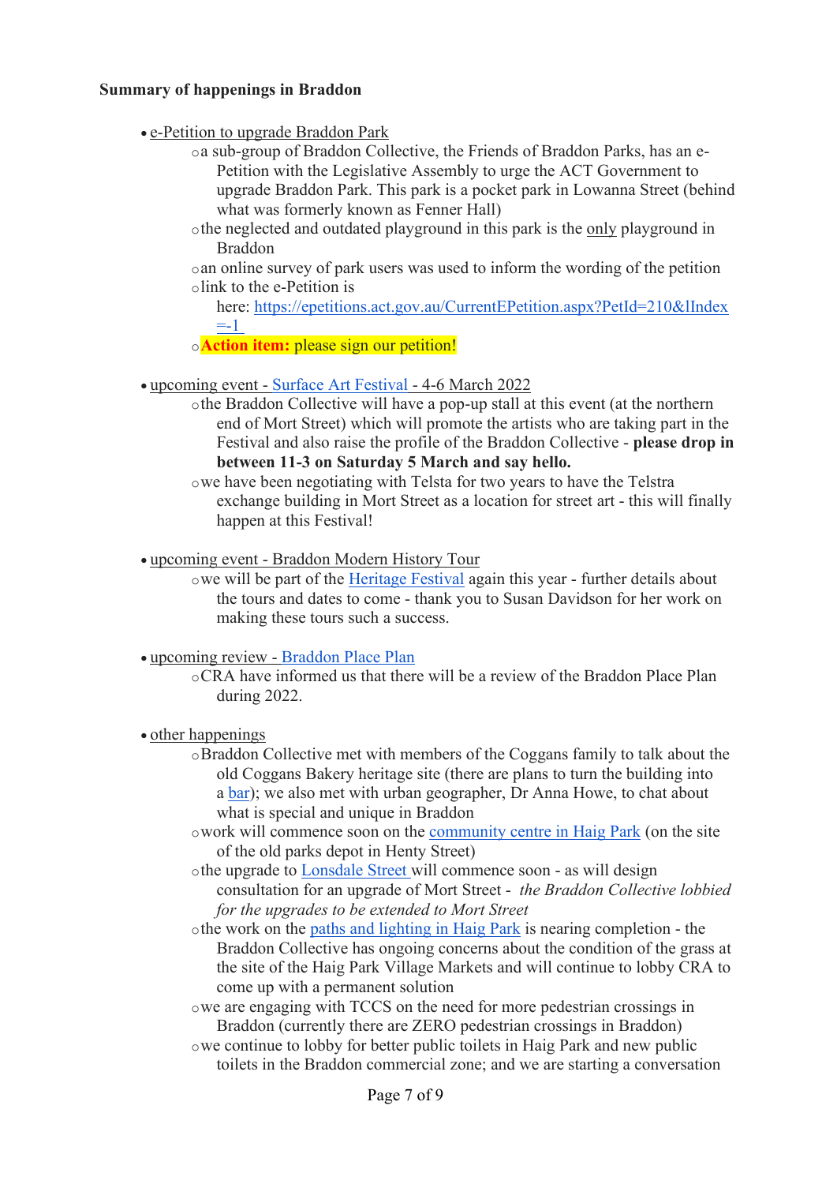**Summary of happenings in Braddon**

- e-Petition to upgrade Braddon Park
    - a sub-group of Braddon Collective, the Friends of Braddon Parks, has an e-Petition with the Legislative Assembly to urge the ACT Government to upgrade Braddon Park. This park is a pocket park in Lowanna Street (behind what was formerly known as Fenner Hall)
    - the neglected and outdated playground in this park is the only playground in Braddon
    - an online survey of park users was used to inform the wording of the petition
    - link to the e-Petition is here: https://epetitions.act.gov.au/CurrentEPetition.aspx?PetId=210&lIndex=-1
    - **Action item:** please sign our petition!

- upcoming event - Surface Art Festival - 4-6 March 2022
    - the Braddon Collective will have a pop-up stall at this event (at the northern end of Mort Street) which will promote the artists who are taking part in the Festival and also raise the profile of the Braddon Collective - **please drop in between 11-3 on Saturday 5 March and say hello.**
    - we have been negotiating with Telsta for two years to have the Telstra exchange building in Mort Street as a location for street art - this will finally happen at this Festival!

- upcoming event - Braddon Modern History Tour
    - we will be part of the Heritage Festival again this year - further details about the tours and dates to come - thank you to Susan Davidson for her work on making these tours such a success.

- upcoming review - Braddon Place Plan
    - CRA have informed us that there will be a review of the Braddon Place Plan during 2022.

- other happenings
    - Braddon Collective met with members of the Coggans family to talk about the old Coggans Bakery heritage site (there are plans to turn the building into a bar); we also met with urban geographer, Dr Anna Howe, to chat about what is special and unique in Braddon
    - work will commence soon on the community centre in Haig Park (on the site of the old parks depot in Henty Street)
    - the upgrade to Lonsdale Street will commence soon - as will design consultation for an upgrade of Mort Street - *the Braddon Collective lobbied for the upgrades to be extended to Mort Street*
    - the work on the paths and lighting in Haig Park is nearing completion - the Braddon Collective has ongoing concerns about the condition of the grass at the site of the Haig Park Village Markets and will continue to lobby CRA to come up with a permanent solution
    - we are engaging with TCCS on the need for more pedestrian crossings in Braddon (currently there are ZERO pedestrian crossings in Braddon)
    - we continue to lobby for better public toilets in Haig Park and new public toilets in the Braddon commercial zone; and we are starting a conversation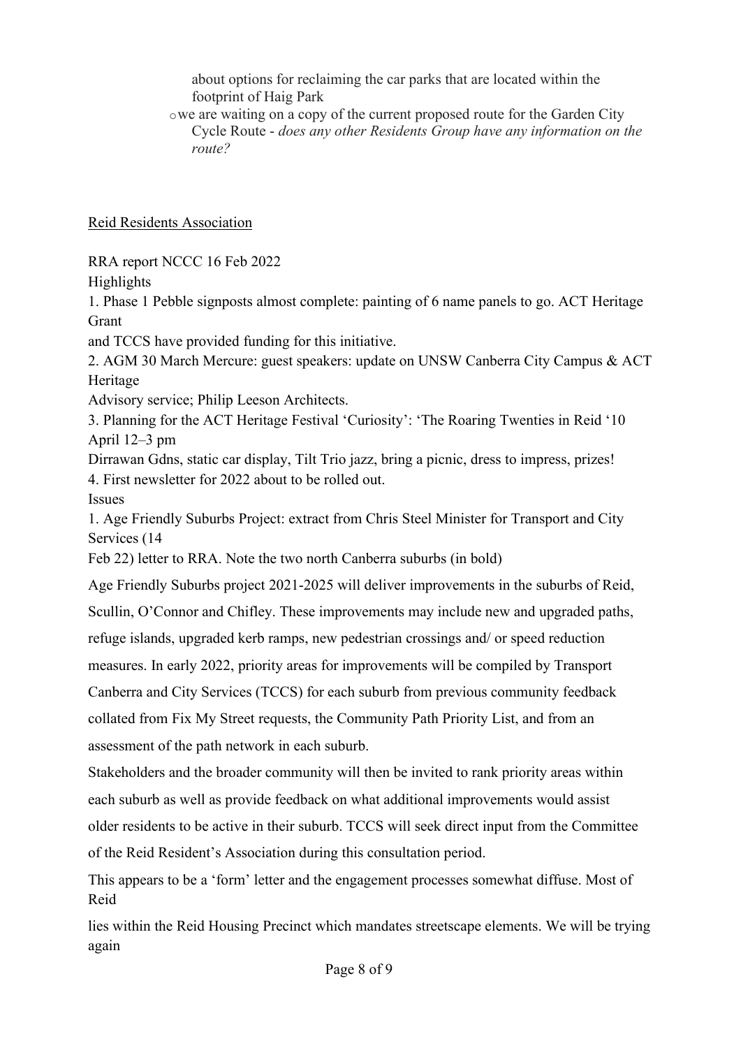about options for reclaiming the car parks that are located within the footprint of Haig Park

- we are waiting on a copy of the current proposed route for the Garden City Cycle Route - *does any other Residents Group have any information on the route?*

Reid Residents Association

RRA report NCCC 16 Feb 2022

Highlights

1. Phase 1 Pebble signposts almost complete: painting of 6 name panels to go. ACT Heritage Grant and TCCS have provided funding for this initiative.
2. AGM 30 March Mercure: guest speakers: update on UNSW Canberra City Campus & ACT Heritage Advisory service; Philip Leeson Architects.
3. Planning for the ACT Heritage Festival 'Curiosity': 'The Roaring Twenties in Reid '10 April 12–3 pm Dirrawan Gdns, static car display, Tilt Trio jazz, bring a picnic, dress to impress, prizes!
4. First newsletter for 2022 about to be rolled out.

Issues

1. Age Friendly Suburbs Project: extract from Chris Steel Minister for Transport and City Services (14 Feb 22) letter to RRA. Note the two north Canberra suburbs (in bold)

Age Friendly Suburbs project 2021-2025 will deliver improvements in the suburbs of Reid, Scullin, O'Connor and Chifley. These improvements may include new and upgraded paths, refuge islands, upgraded kerb ramps, new pedestrian crossings and/ or speed reduction measures. In early 2022, priority areas for improvements will be compiled by Transport Canberra and City Services (TCCS) for each suburb from previous community feedback collated from Fix My Street requests, the Community Path Priority List, and from an assessment of the path network in each suburb.

Stakeholders and the broader community will then be invited to rank priority areas within each suburb as well as provide feedback on what additional improvements would assist older residents to be active in their suburb. TCCS will seek direct input from the Committee of the Reid Resident's Association during this consultation period.

This appears to be a 'form' letter and the engagement processes somewhat diffuse. Most of Reid lies within the Reid Housing Precinct which mandates streetscape elements. We will be trying again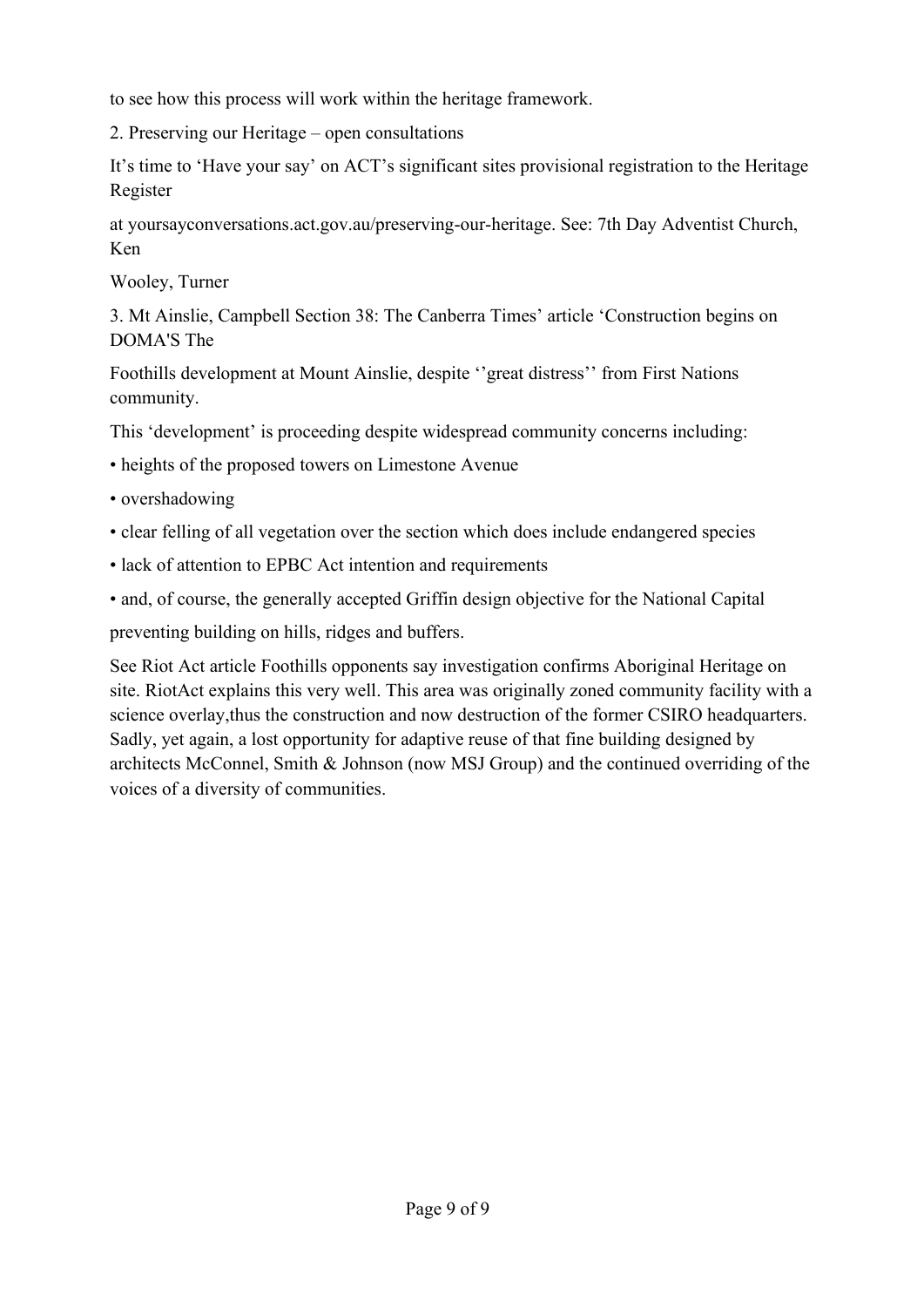to see how this process will work within the heritage framework.

2. Preserving our Heritage – open consultations

It's time to 'Have your say' on ACT's significant sites provisional registration to the Heritage Register at yoursayconversations.act.gov.au/preserving-our-heritage. See: 7th Day Adventist Church, Ken Wooley, Turner

3. Mt Ainslie, Campbell Section 38: The Canberra Times' article 'Construction begins on DOMA'S The Foothills development at Mount Ainslie, despite ''great distress'' from First Nations community.

This 'development' is proceeding despite widespread community concerns including:

- heights of the proposed towers on Limestone Avenue
- overshadowing
- clear felling of all vegetation over the section which does include endangered species
- lack of attention to EPBC Act intention and requirements
- and, of course, the generally accepted Griffin design objective for the National Capital preventing building on hills, ridges and buffers.

See Riot Act article Foothills opponents say investigation confirms Aboriginal Heritage on site. RiotAct explains this very well. This area was originally zoned community facility with a science overlay,thus the construction and now destruction of the former CSIRO headquarters. Sadly, yet again, a lost opportunity for adaptive reuse of that fine building designed by architects McConnel, Smith & Johnson (now MSJ Group) and the continued overriding of the voices of a diversity of communities.